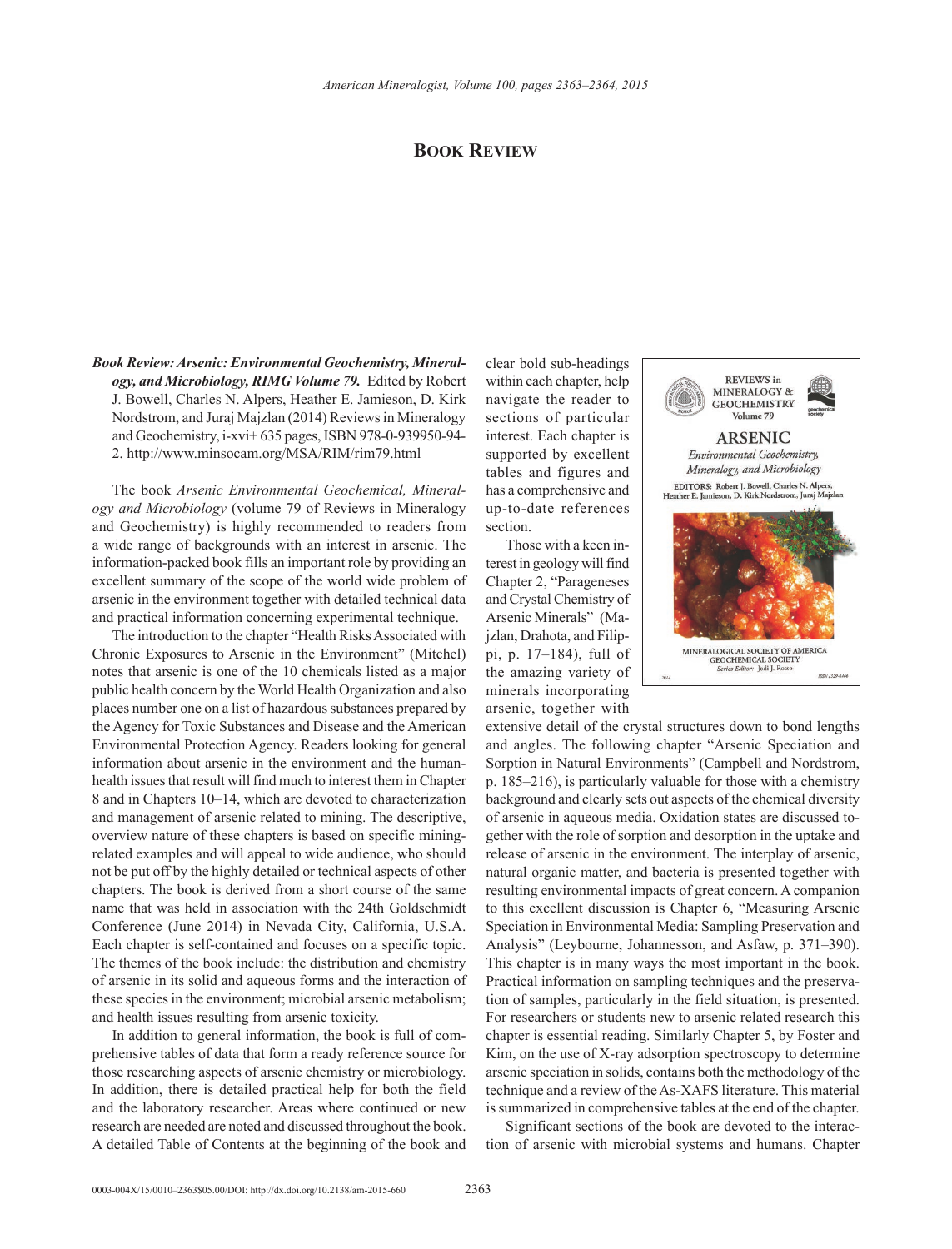# Book Review

***Book Review: Arsenic: Environmental Geochemistry, Mineralogy, and Microbiology, RIMG Volume 79.*** Edited by Robert J. Bowell, Charles N. Alpers, Heather E. Jamieson, D. Kirk Nordstrom, and Juraj Majzlan (2014) Reviews in Mineralogy and Geochemistry, i-xvi+ 635 pages, ISBN 978-0-939950-94-2. http://www.minsocam.org/MSA/RIM/rim79.html

The book *Arsenic Environmental Geochemical, Mineralogy and Microbiology* (volume 79 of Reviews in Mineralogy and Geochemistry) is highly recommended to readers from a wide range of backgrounds with an interest in arsenic. The information-packed book fills an important role by providing an excellent summary of the scope of the world wide problem of arsenic in the environment together with detailed technical data and practical information concerning experimental technique.

The introduction to the chapter "Health Risks Associated with Chronic Exposures to Arsenic in the Environment" (Mitchel) notes that arsenic is one of the 10 chemicals listed as a major public health concern by the World Health Organization and also places number one on a list of hazardous substances prepared by the Agency for Toxic Substances and Disease and the American Environmental Protection Agency. Readers looking for general information about arsenic in the environment and the human-health issues that result will find much to interest them in Chapter 8 and in Chapters 10–14, which are devoted to characterization and management of arsenic related to mining. The descriptive, overview nature of these chapters is based on specific mining-related examples and will appeal to wide audience, who should not be put off by the highly detailed or technical aspects of other chapters. The book is derived from a short course of the same name that was held in association with the 24th Goldschmidt Conference (June 2014) in Nevada City, California, U.S.A. Each chapter is self-contained and focuses on a specific topic. The themes of the book include: the distribution and chemistry of arsenic in its solid and aqueous forms and the interaction of these species in the environment; microbial arsenic metabolism; and health issues resulting from arsenic toxicity.

In addition to general information, the book is full of comprehensive tables of data that form a ready reference source for those researching aspects of arsenic chemistry or microbiology. In addition, there is detailed practical help for both the field and the laboratory researcher. Areas where continued or new research are needed are noted and discussed throughout the book. A detailed Table of Contents at the beginning of the book and clear bold sub-headings within each chapter, help navigate the reader to sections of particular interest. Each chapter is supported by excellent tables and figures and has a comprehensive and up-to-date references section.

Those with a keen interest in geology will find Chapter 2, "Parageneses and Crystal Chemistry of Arsenic Minerals" (Majzlan, Drahota, and Filippi, p. 17–184), full of the amazing variety of minerals incorporating arsenic, together with extensive detail of the crystal structures down to bond lengths and angles. The following chapter "Arsenic Speciation and Sorption in Natural Environments" (Campbell and Nordstrom, p. 185–216), is particularly valuable for those with a chemistry background and clearly sets out aspects of the chemical diversity of arsenic in aqueous media. Oxidation states are discussed together with the role of sorption and desorption in the uptake and release of arsenic in the environment. The interplay of arsenic, natural organic matter, and bacteria is presented together with resulting environmental impacts of great concern. A companion to this excellent discussion is Chapter 6, "Measuring Arsenic Speciation in Environmental Media: Sampling Preservation and Analysis" (Leybourne, Johannesson, and Asfaw, p. 371–390). This chapter is in many ways the most important in the book. Practical information on sampling techniques and the preservation of samples, particularly in the field situation, is presented. For researchers or students new to arsenic related research this chapter is essential reading. Similarly Chapter 5, by Foster and Kim, on the use of X-ray adsorption spectroscopy to determine arsenic speciation in solids, contains both the methodology of the technique and a review of the As-XAFS literature. This material is summarized in comprehensive tables at the end of the chapter.

Significant sections of the book are devoted to the interaction of arsenic with microbial systems and humans. Chapter

0003-004X/15/0010–2363$05.00/DOI: http://dx.doi.org/10.2138/am-2015-660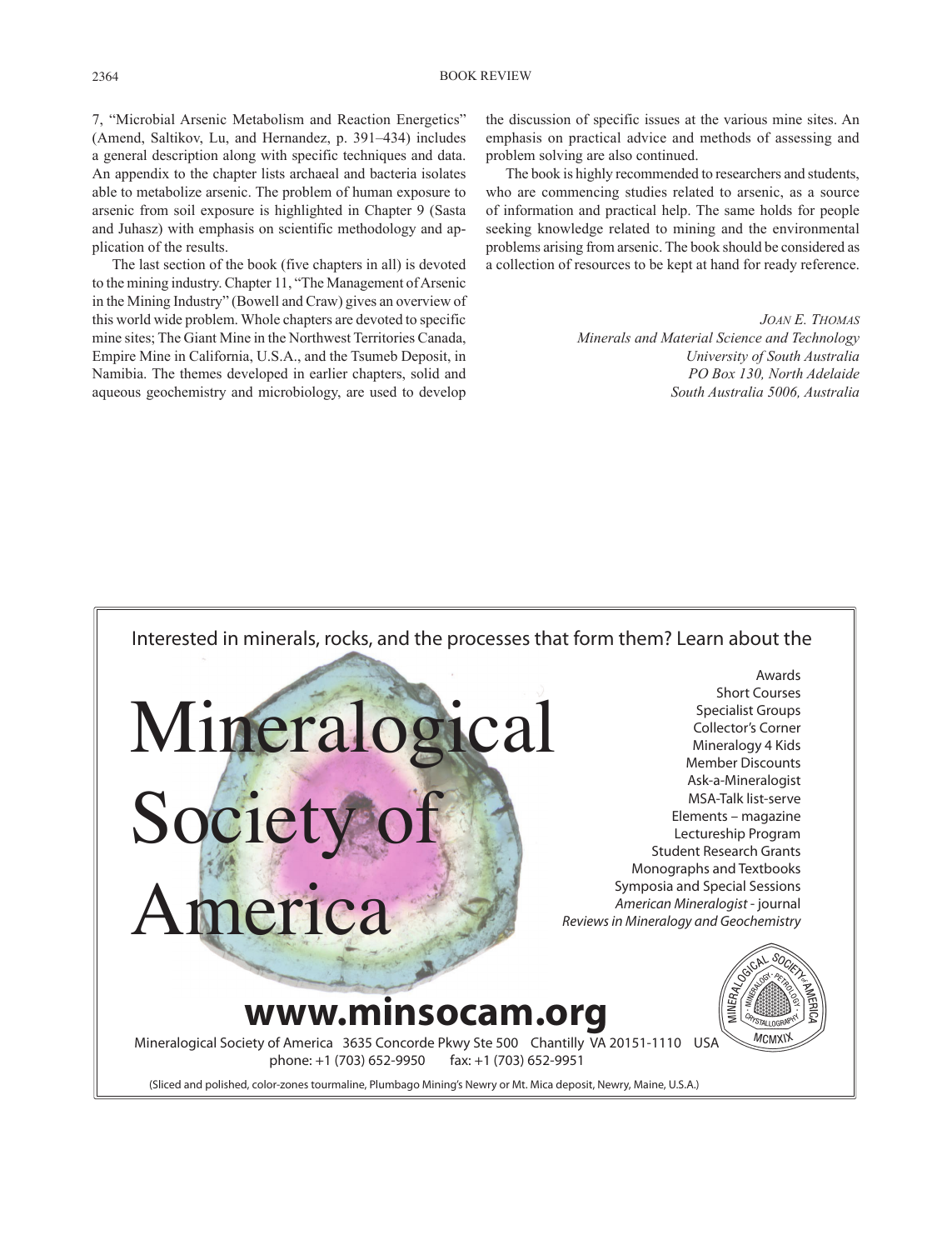7, "Microbial Arsenic Metabolism and Reaction Energetics" (Amend, Saltikov, Lu, and Hernandez, p. 391–434) includes a general description along with specific techniques and data. An appendix to the chapter lists archaeal and bacteria isolates able to metabolize arsenic. The problem of human exposure to arsenic from soil exposure is highlighted in Chapter 9 (Sasta and Juhasz) with emphasis on scientific methodology and application of the results.

The last section of the book (five chapters in all) is devoted to the mining industry. Chapter 11, "The Management of Arsenic in the Mining Industry" (Bowell and Craw) gives an overview of this world wide problem. Whole chapters are devoted to specific mine sites; The Giant Mine in the Northwest Territories Canada, Empire Mine in California, U.S.A., and the Tsumeb Deposit, in Namibia. The themes developed in earlier chapters, solid and aqueous geochemistry and microbiology, are used to develop the discussion of specific issues at the various mine sites. An emphasis on practical advice and methods of assessing and problem solving are also continued.

The book is highly recommended to researchers and students, who are commencing studies related to arsenic, as a source of information and practical help. The same holds for people seeking knowledge related to mining and the environmental problems arising from arsenic. The book should be considered as a collection of resources to be kept at hand for ready reference.

*Joan E. Thomas*
*Minerals and Material Science and Technology*
*University of South Australia*
*PO Box 130, North Adelaide*
*South Australia 5006, Australia*

Interested in minerals, rocks, and the processes that form them? Learn about the

# Mineralogical Society of America

- Awards
- Short Courses
- Specialist Groups
- Collector's Corner
- Mineralogy 4 Kids
- Member Discounts
- Ask-a-Mineralogist
- MSA-Talk list-serve
- Elements – magazine
- Lectureship Program
- Student Research Grants
- Monographs and Textbooks
- Symposia and Special Sessions
- *American Mineralogist* - journal
- *Reviews in Mineralogy and Geochemistry*

**www.minsocam.org**

Mineralogical Society of America 3635 Concorde Pkwy Ste 500 Chantilly VA 20151-1110 USA
phone: +1 (703) 652-9950 fax: +1 (703) 652-9951

(Sliced and polished, color-zones tourmaline, Plumbago Mining's Newry or Mt. Mica deposit, Newry, Maine, U.S.A.)